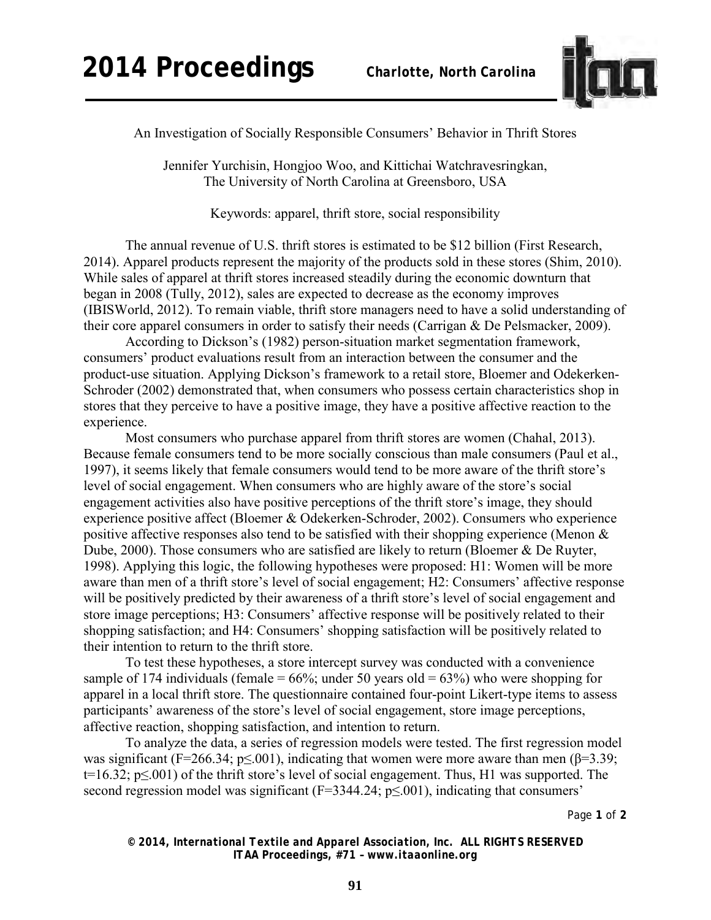# An Investigation of Socially Responsible Consumers' Behavior in Thrift Stores

Jennifer Yurchisin, Hongjoo Woo, and Kittichai Watchravesringkan,
The University of North Carolina at Greensboro, USA

Keywords: apparel, thrift store, social responsibility

The annual revenue of U.S. thrift stores is estimated to be $12 billion (First Research, 2014). Apparel products represent the majority of the products sold in these stores (Shim, 2010). While sales of apparel at thrift stores increased steadily during the economic downturn that began in 2008 (Tully, 2012), sales are expected to decrease as the economy improves (IBISWorld, 2012). To remain viable, thrift store managers need to have a solid understanding of their core apparel consumers in order to satisfy their needs (Carrigan & De Pelsmacker, 2009).

According to Dickson's (1982) person-situation market segmentation framework, consumers' product evaluations result from an interaction between the consumer and the product-use situation. Applying Dickson's framework to a retail store, Bloemer and Odekerken-Schroder (2002) demonstrated that, when consumers who possess certain characteristics shop in stores that they perceive to have a positive image, they have a positive affective reaction to the experience.

Most consumers who purchase apparel from thrift stores are women (Chahal, 2013). Because female consumers tend to be more socially conscious than male consumers (Paul et al., 1997), it seems likely that female consumers would tend to be more aware of the thrift store's level of social engagement. When consumers who are highly aware of the store's social engagement activities also have positive perceptions of the thrift store's image, they should experience positive affect (Bloemer & Odekerken-Schroder, 2002). Consumers who experience positive affective responses also tend to be satisfied with their shopping experience (Menon & Dube, 2000). Those consumers who are satisfied are likely to return (Bloemer & De Ruyter, 1998). Applying this logic, the following hypotheses were proposed: H1: Women will be more aware than men of a thrift store's level of social engagement; H2: Consumers' affective response will be positively predicted by their awareness of a thrift store's level of social engagement and store image perceptions; H3: Consumers' affective response will be positively related to their shopping satisfaction; and H4: Consumers' shopping satisfaction will be positively related to their intention to return to the thrift store.

To test these hypotheses, a store intercept survey was conducted with a convenience sample of 174 individuals (female = 66%; under 50 years old = 63%) who were shopping for apparel in a local thrift store. The questionnaire contained four-point Likert-type items to assess participants' awareness of the store's level of social engagement, store image perceptions, affective reaction, shopping satisfaction, and intention to return.

To analyze the data, a series of regression models were tested. The first regression model was significant ($F=266.34$; $p \leq .001$), indicating that women were more aware than men ($\beta=3.39$; $t=16.32$; $p \leq .001$) of the thrift store's level of social engagement. Thus, H1 was supported. The second regression model was significant ($F=3344.24$; $p \leq .001$), indicating that consumers'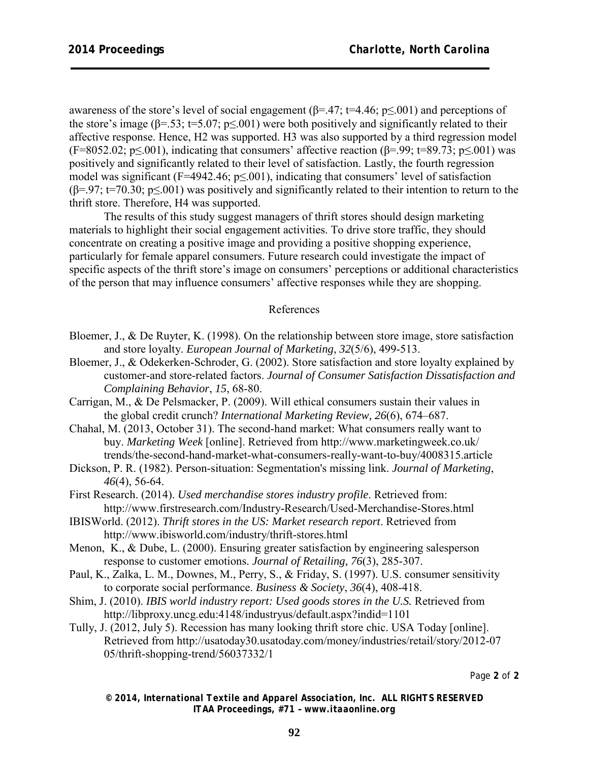awareness of the store's level of social engagement ($\beta$=.47; t=4.46; $p \leq .001$) and perceptions of the store's image ($\beta$=.53; t=5.07; $p \leq .001$) were both positively and significantly related to their affective response. Hence, H2 was supported. H3 was also supported by a third regression model (F=8052.02; $p \leq .001$), indicating that consumers' affective reaction ($\beta$=.99; t=89.73; $p \leq .001$) was positively and significantly related to their level of satisfaction. Lastly, the fourth regression model was significant (F=4942.46; $p \leq .001$), indicating that consumers' level of satisfaction ($\beta$=.97; t=70.30; $p \leq .001$) was positively and significantly related to their intention to return to the thrift store. Therefore, H4 was supported.

The results of this study suggest managers of thrift stores should design marketing materials to highlight their social engagement activities. To drive store traffic, they should concentrate on creating a positive image and providing a positive shopping experience, particularly for female apparel consumers. Future research could investigate the impact of specific aspects of the thrift store's image on consumers' perceptions or additional characteristics of the person that may influence consumers' affective responses while they are shopping.

## References

Bloemer, J., & De Ruyter, K. (1998). On the relationship between store image, store satisfaction and store loyalty. *European Journal of Marketing*, *32*(5/6), 499-513.

Bloemer, J., & Odekerken-Schroder, G. (2002). Store satisfaction and store loyalty explained by customer-and store-related factors. *Journal of Consumer Satisfaction Dissatisfaction and Complaining Behavior*, *15*, 68-80.

Carrigan, M., & De Pelsmacker, P. (2009). Will ethical consumers sustain their values in the global credit crunch? *International Marketing Review, 26*(6), 674–687.

Chahal, M. (2013, October 31). The second-hand market: What consumers really want to buy. *Marketing Week* [online]. Retrieved from http://www.marketingweek.co.uk/trends/the-second-hand-market-what-consumers-really-want-to-buy/4008315.article

Dickson, P. R. (1982). Person-situation: Segmentation's missing link. *Journal of Marketing*, *46*(4), 56-64.

First Research. (2014). *Used merchandise stores industry profile*. Retrieved from: http://www.firstresearch.com/Industry-Research/Used-Merchandise-Stores.html

IBISWorld. (2012). *Thrift stores in the US: Market research report*. Retrieved from http://www.ibisworld.com/industry/thrift-stores.html

Menon, K., & Dube, L. (2000). Ensuring greater satisfaction by engineering salesperson response to customer emotions. *Journal of Retailing, 76*(3), 285-307.

Paul, K., Zalka, L. M., Downes, M., Perry, S., & Friday, S. (1997). U.S. consumer sensitivity to corporate social performance. *Business & Society*, *36*(4), 408-418.

Shim, J. (2010). *IBIS world industry report: Used goods stores in the U.S.* Retrieved from http://libproxy.uncg.edu:4148/industryus/default.aspx?indid=1101

Tully, J. (2012, July 5). Recession has many looking thrift store chic. USA Today [online]. Retrieved from http://usatoday30.usatoday.com/money/industries/retail/story/2012-07 05/thrift-shopping-trend/56037332/1